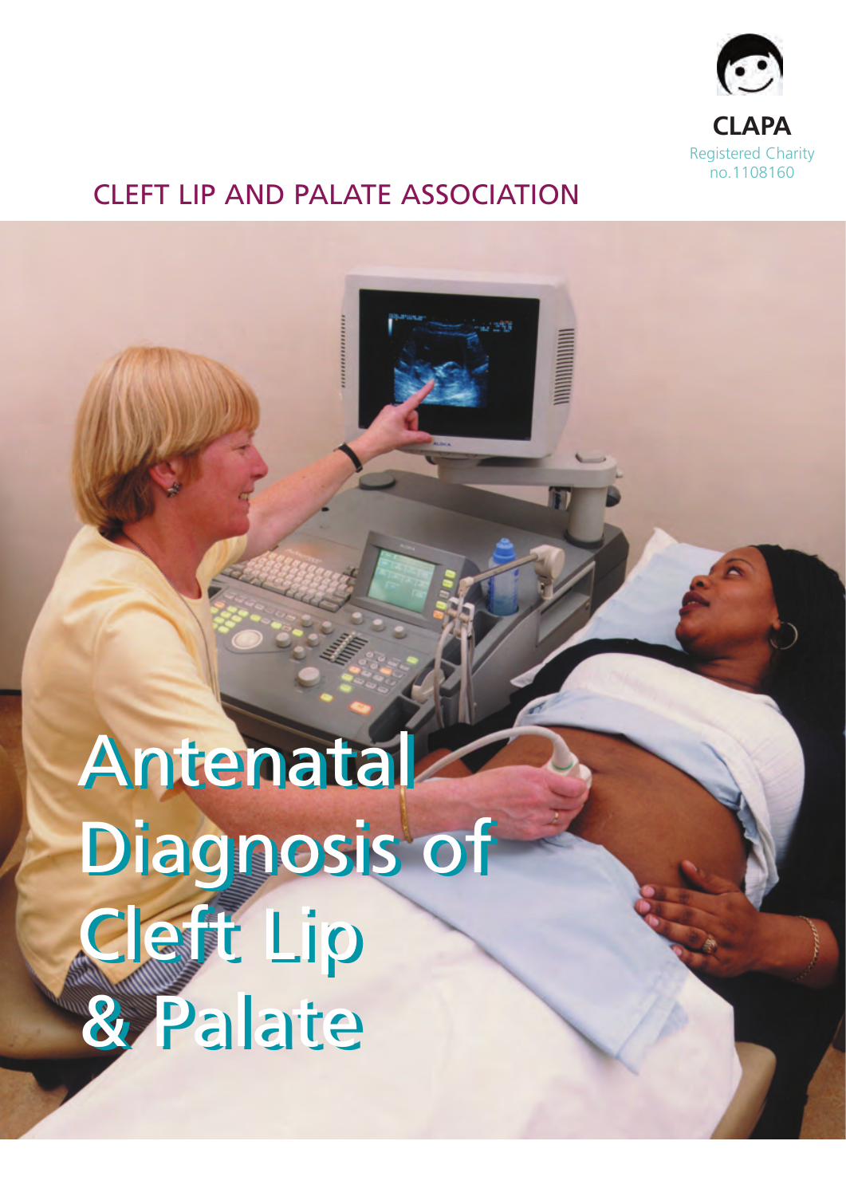CLAPA

Registered Charity no.1108160

CLEFT LIP AND PALATE ASSOCIATION

# Antenatal Diagnosis of Cleft Lip & Palate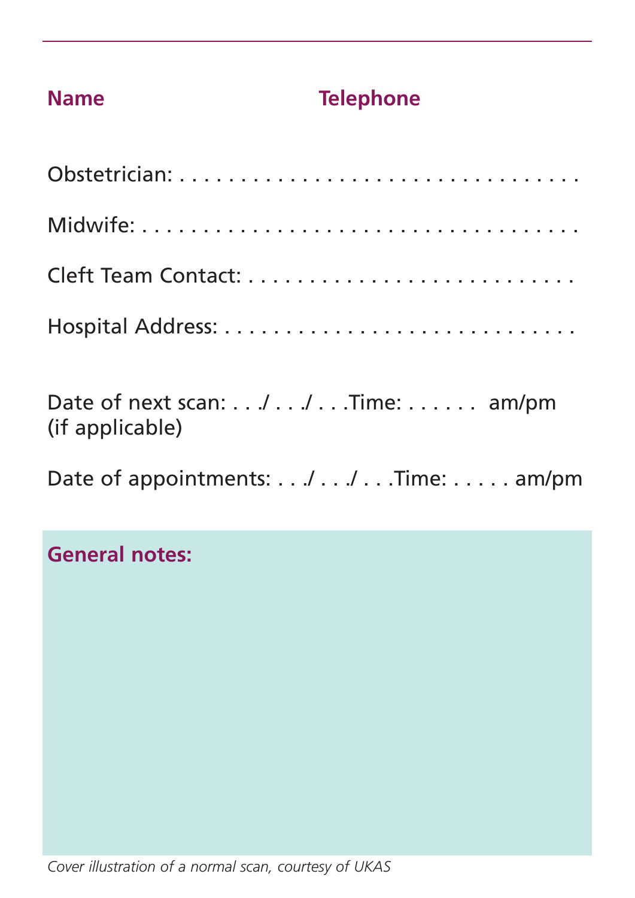**Name** **Telephone**

Obstetrician: . . . . . . . . . . . . . . . . . . . . . . . . . . . . . . . . . .

Midwife: . . . . . . . . . . . . . . . . . . . . . . . . . . . . . . . . . . . . .

Cleft Team Contact: . . . . . . . . . . . . . . . . . . . . . . . . . . . .

Hospital Address: . . . . . . . . . . . . . . . . . . . . . . . . . . . . .

Date of next scan: . . ./ . . ./ . . .Time: . . . . . . am/pm
(if applicable)

Date of appointments: . . ./ . . ./ . . .Time: . . . . . am/pm

**General notes:**

*Cover illustration of a normal scan, courtesy of UKAS*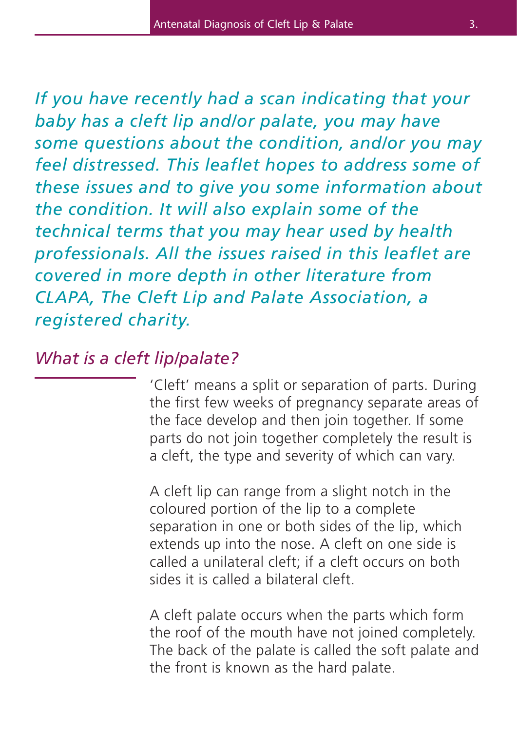*If you have recently had a scan indicating that your baby has a cleft lip and/or palate, you may have some questions about the condition, and/or you may feel distressed. This leaflet hopes to address some of these issues and to give you some information about the condition. It will also explain some of the technical terms that you may hear used by health professionals. All the issues raised in this leaflet are covered in more depth in other literature from CLAPA, The Cleft Lip and Palate Association, a registered charity.*

## *What is a cleft lip/palate?*

'Cleft' means a split or separation of parts. During the first few weeks of pregnancy separate areas of the face develop and then join together. If some parts do not join together completely the result is a cleft, the type and severity of which can vary.

A cleft lip can range from a slight notch in the coloured portion of the lip to a complete separation in one or both sides of the lip, which extends up into the nose. A cleft on one side is called a unilateral cleft; if a cleft occurs on both sides it is called a bilateral cleft.

A cleft palate occurs when the parts which form the roof of the mouth have not joined completely. The back of the palate is called the soft palate and the front is known as the hard palate.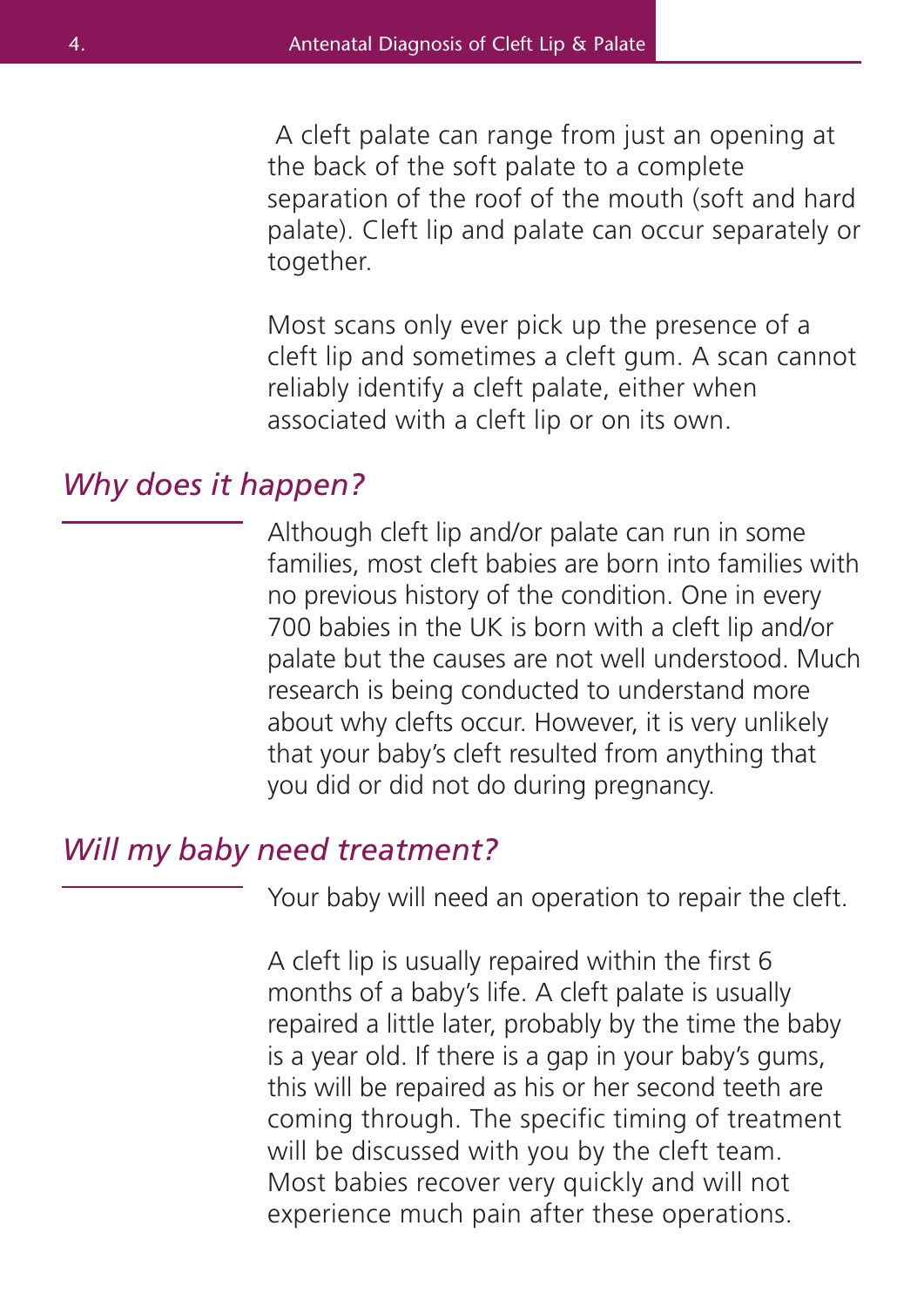A cleft palate can range from just an opening at the back of the soft palate to a complete separation of the roof of the mouth (soft and hard palate). Cleft lip and palate can occur separately or together.

Most scans only ever pick up the presence of a cleft lip and sometimes a cleft gum. A scan cannot reliably identify a cleft palate, either when associated with a cleft lip or on its own.

## *Why does it happen?*

Although cleft lip and/or palate can run in some families, most cleft babies are born into families with no previous history of the condition. One in every 700 babies in the UK is born with a cleft lip and/or palate but the causes are not well understood. Much research is being conducted to understand more about why clefts occur. However, it is very unlikely that your baby's cleft resulted from anything that you did or did not do during pregnancy.

## *Will my baby need treatment?*

Your baby will need an operation to repair the cleft.

A cleft lip is usually repaired within the first 6 months of a baby's life. A cleft palate is usually repaired a little later, probably by the time the baby is a year old. If there is a gap in your baby's gums, this will be repaired as his or her second teeth are coming through. The specific timing of treatment will be discussed with you by the cleft team. Most babies recover very quickly and will not experience much pain after these operations.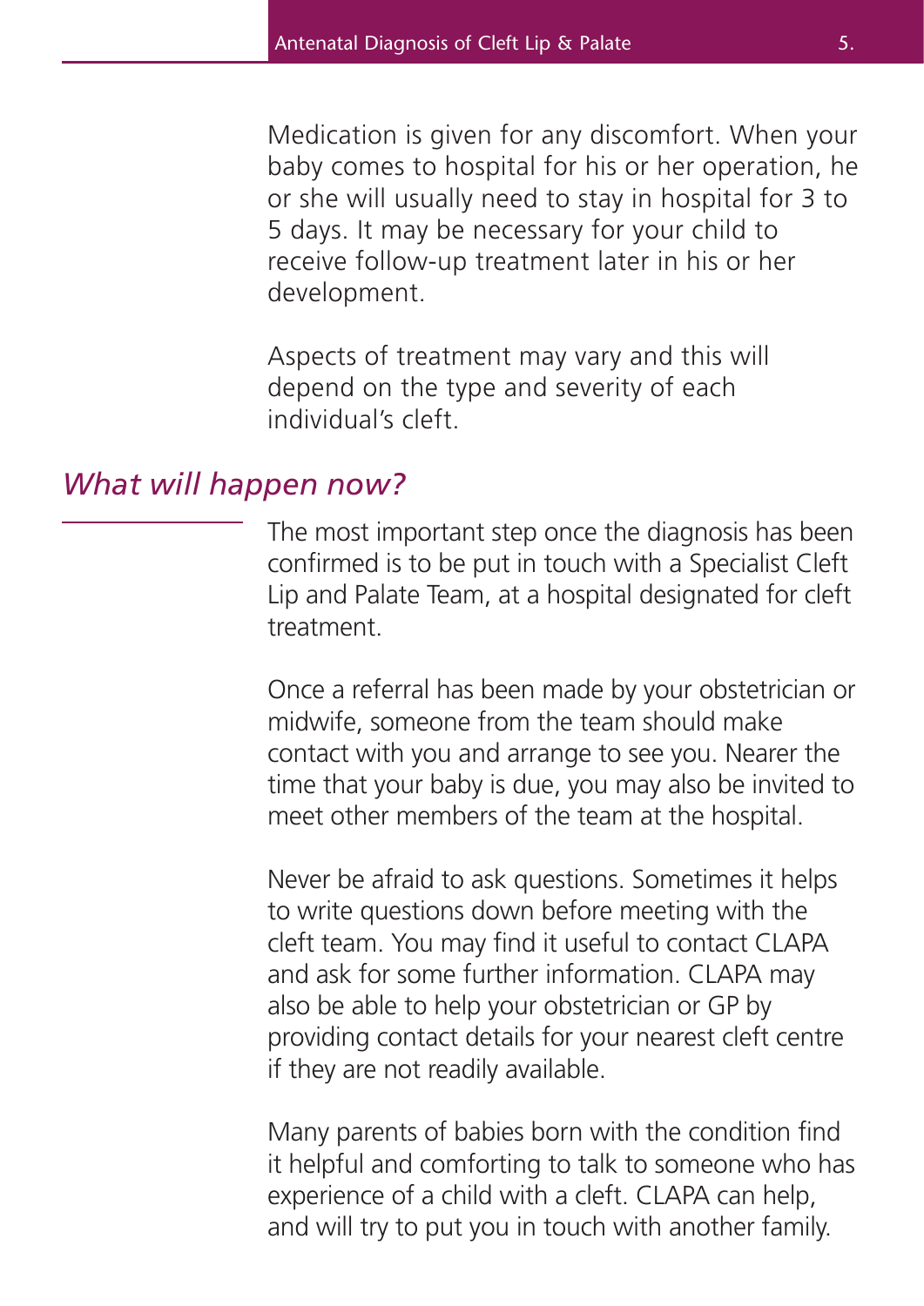Medication is given for any discomfort. When your baby comes to hospital for his or her operation, he or she will usually need to stay in hospital for 3 to 5 days. It may be necessary for your child to receive follow-up treatment later in his or her development.

Aspects of treatment may vary and this will depend on the type and severity of each individual's cleft.

## *What will happen now?*

The most important step once the diagnosis has been confirmed is to be put in touch with a Specialist Cleft Lip and Palate Team, at a hospital designated for cleft treatment.

Once a referral has been made by your obstetrician or midwife, someone from the team should make contact with you and arrange to see you. Nearer the time that your baby is due, you may also be invited to meet other members of the team at the hospital.

Never be afraid to ask questions. Sometimes it helps to write questions down before meeting with the cleft team. You may find it useful to contact CLAPA and ask for some further information. CLAPA may also be able to help your obstetrician or GP by providing contact details for your nearest cleft centre if they are not readily available.

Many parents of babies born with the condition find it helpful and comforting to talk to someone who has experience of a child with a cleft. CLAPA can help, and will try to put you in touch with another family.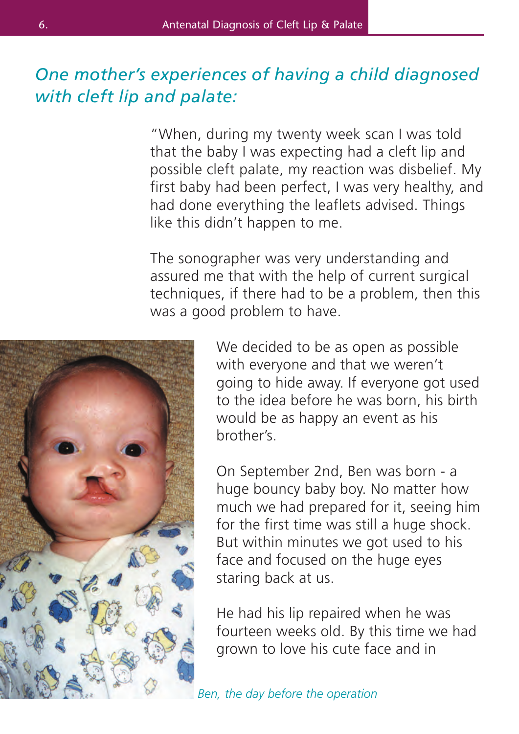## *One mother's experiences of having a child diagnosed with cleft lip and palate:*

"When, during my twenty week scan I was told that the baby I was expecting had a cleft lip and possible cleft palate, my reaction was disbelief. My first baby had been perfect, I was very healthy, and had done everything the leaflets advised. Things like this didn't happen to me.

The sonographer was very understanding and assured me that with the help of current surgical techniques, if there had to be a problem, then this was a good problem to have.

We decided to be as open as possible with everyone and that we weren't going to hide away. If everyone got used to the idea before he was born, his birth would be as happy an event as his brother's.

On September 2nd, Ben was born - a huge bouncy baby boy. No matter how much we had prepared for it, seeing him for the first time was still a huge shock. But within minutes we got used to his face and focused on the huge eyes staring back at us.

He had his lip repaired when he was fourteen weeks old. By this time we had grown to love his cute face and in

*Ben, the day before the operation*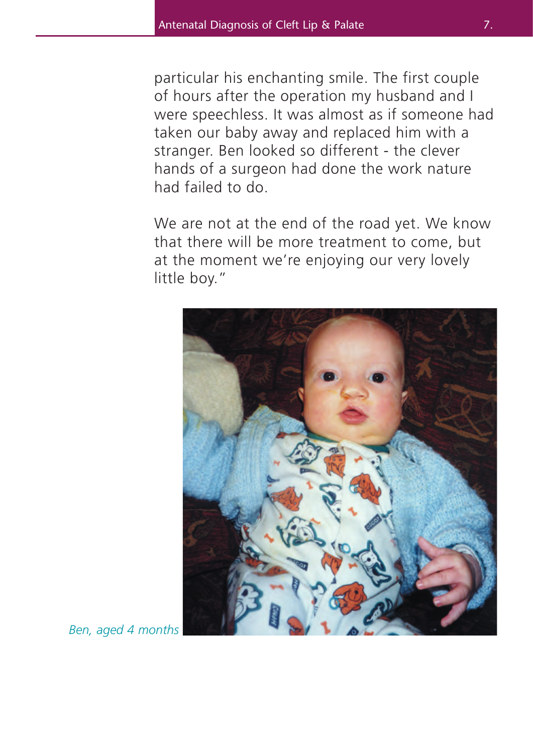particular his enchanting smile. The first couple of hours after the operation my husband and I were speechless. It was almost as if someone had taken our baby away and replaced him with a stranger. Ben looked so different - the clever hands of a surgeon had done the work nature had failed to do.

We are not at the end of the road yet. We know that there will be more treatment to come, but at the moment we're enjoying our very lovely little boy."

*Ben, aged 4 months*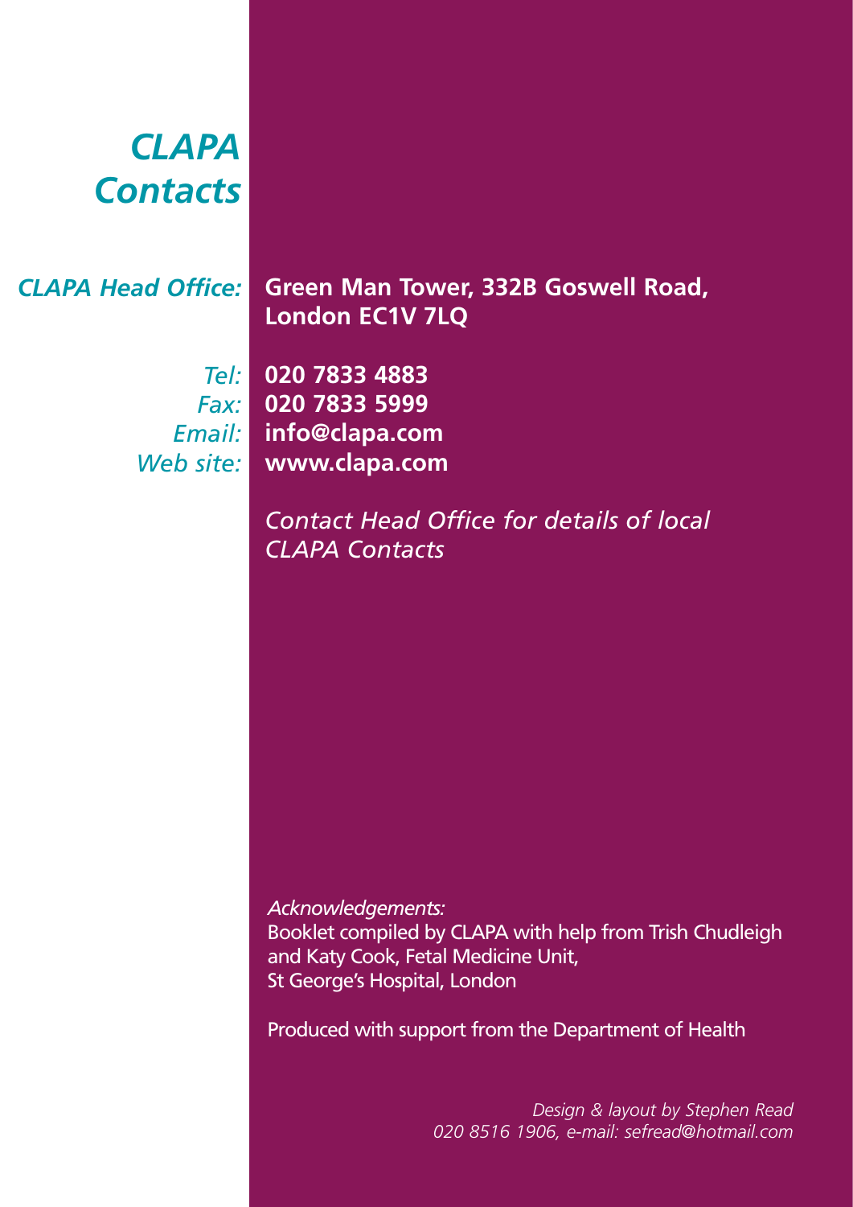# *CLAPA Contacts*

***CLAPA Head Office:*** **Green Man Tower, 332B Goswell Road, London EC1V 7LQ**

*Tel:* **020 7833 4883**
*Fax:* **020 7833 5999**
*Email:* **info@clapa.com**
*Web site:* **www.clapa.com**

*Contact Head Office for details of local CLAPA Contacts*

*Acknowledgements:*
Booklet compiled by CLAPA with help from Trish Chudleigh and Katy Cook, Fetal Medicine Unit, St George's Hospital, London

Produced with support from the Department of Health

*Design & layout by Stephen Read*
*020 8516 1906, e-mail: sefread@hotmail.com*